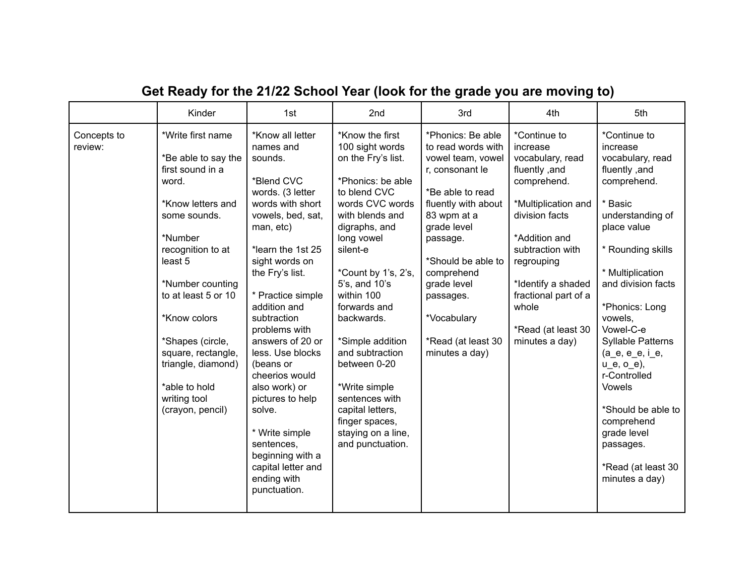# Get Ready for the 21/22 School Year (look for the grade you are moving to)

| | Kinder | 1st | 2nd | 3rd | 4th | 5th |
|---|---|---|---|---|---|---|
| Concepts to review: | *Write first name<br><br>*Be able to say the first sound in a word.<br><br>*Know letters and some sounds.<br><br>*Number recognition to at least 5<br><br>*Number counting to at least 5 or 10<br><br>*Know colors<br><br>*Shapes (circle, square, rectangle, triangle, diamond)<br><br>*able to hold writing tool (crayon, pencil) | *Know all letter names and sounds.<br><br>*Blend CVC words. (3 letter words with short vowels, bed, sat, man, etc)<br><br>*learn the 1st 25 sight words on the Fry's list.<br><br>* Practice simple addition and subtraction problems with answers of 20 or less. Use blocks (beans or cheerios would also work) or pictures to help solve.<br><br>* Write simple sentences, beginning with a capital letter and ending with punctuation. | *Know the first 100 sight words on the Fry's list.<br><br>*Phonics: be able to blend CVC words CVC words with blends and digraphs, and long vowel silent-e<br><br>*Count by 1's, 2's, 5's, and 10's within 100 forwards and backwards.<br><br>*Simple addition and subtraction between 0-20<br><br>*Write simple sentences with capital letters, finger spaces, staying on a line, and punctuation. | *Phonics: Be able to read words with vowel team, vowel r, consonant le<br><br>*Be able to read fluently with about 83 wpm at a grade level passage.<br><br>*Should be able to comprehend grade level passages.<br><br>*Vocabulary<br><br>*Read (at least 30 minutes a day) | *Continue to increase vocabulary, read fluently ,and comprehend.<br><br>*Multiplication and division facts<br><br>*Addition and subtraction with regrouping<br><br>*Identify a shaded fractional part of a whole<br><br>*Read (at least 30 minutes a day) | *Continue to increase vocabulary, read fluently ,and comprehend.<br><br>* Basic understanding of place value<br><br>* Rounding skills<br><br>* Multiplication and division facts<br><br>*Phonics: Long vowels, Vowel-C-e Syllable Patterns (a_e, e_e, i_e, u_e, o_e), r-Controlled Vowels<br><br>*Should be able to comprehend grade level passages.<br><br>*Read (at least 30 minutes a day) |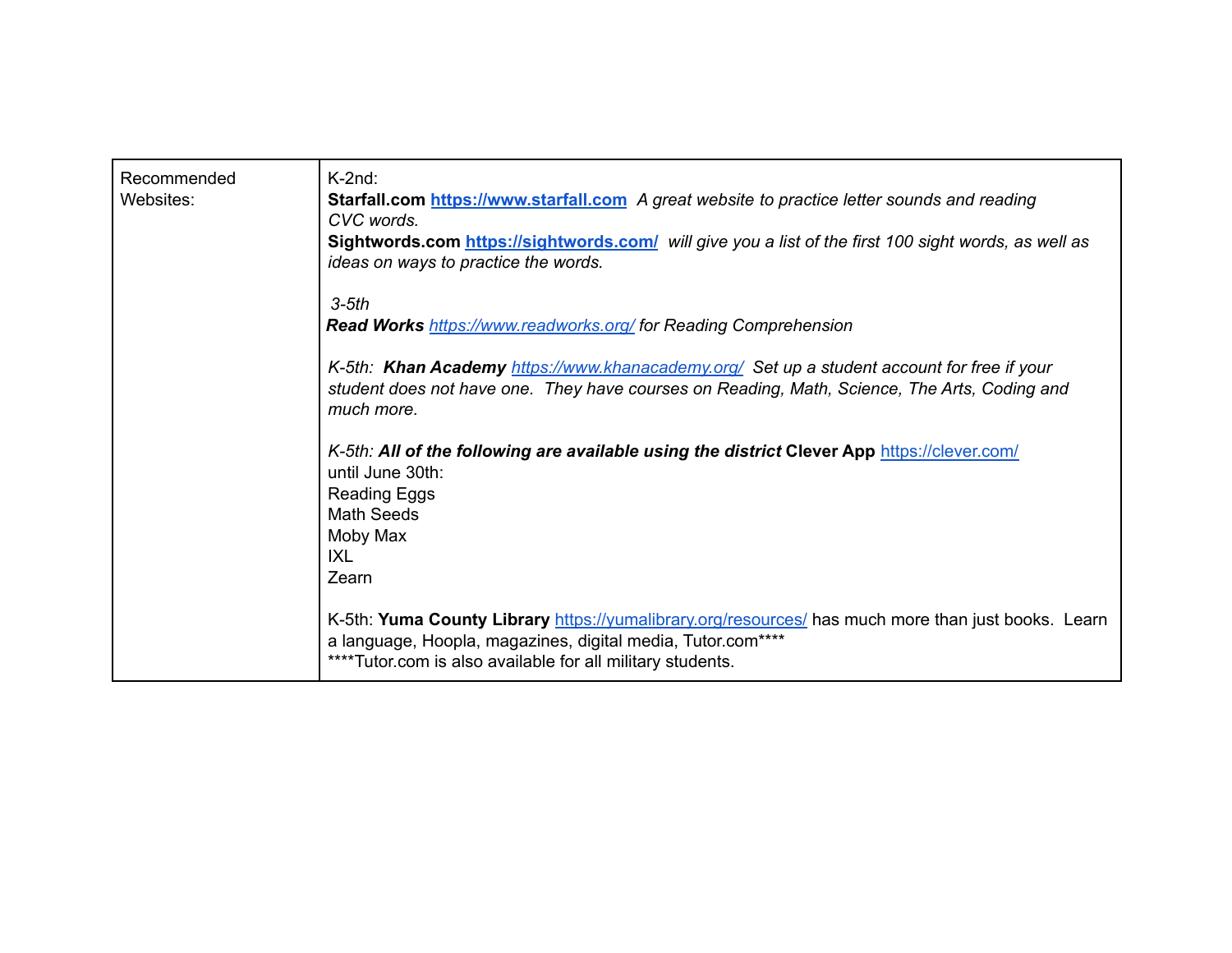| | |
|---|---|
| Recommended Websites: | K-2nd:<br>**Starfall.com** **[https://www.starfall.com](https://www.starfall.com)** *A great website to practice letter sounds and reading CVC words.*<br>**Sightwords.com** **[https://sightwords.com/](https://sightwords.com/)** *will give you a list of the first 100 sight words, as well as ideas on ways to practice the words.*<br><br>*3-5th*<br>***Read Works*** *[https://www.readworks.org/](https://www.readworks.org/) for Reading Comprehension*<br><br>*K-5th:* ***Khan Academy*** *[https://www.khanacademy.org/](https://www.khanacademy.org/) Set up a student account for free if your student does not have one. They have courses on Reading, Math, Science, The Arts, Coding and much more.*<br><br>*K-5th:* ***All of the following are available using the district*** **Clever App** [https://clever.com/](https://clever.com/) until June 30th:<br>Reading Eggs<br>Math Seeds<br>Moby Max<br>IXL<br>Zearn<br><br>K-5th: **Yuma County Library** [https://yumalibrary.org/resources/](https://yumalibrary.org/resources/) has much more than just books. Learn a language, Hoopla, magazines, digital media, Tutor.com****<br>****Tutor.com is also available for all military students. |